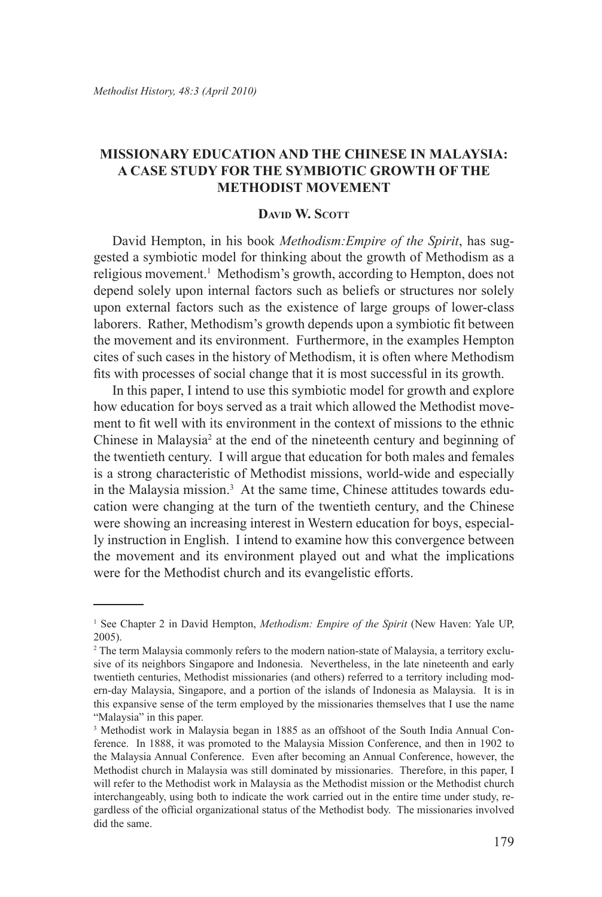# MISSIONARY EDUCATION AND THE CHINESE IN MALAYSIA: A CASE STUDY FOR THE SYMBIOTIC GROWTH OF THE METHODIST MOVEMENT

**David W. Scott**

David Hempton, in his book *Methodism:Empire of the Spirit*, has suggested a symbiotic model for thinking about the growth of Methodism as a religious movement.[1] Methodism's growth, according to Hempton, does not depend solely upon internal factors such as beliefs or structures nor solely upon external factors such as the existence of large groups of lower-class laborers. Rather, Methodism's growth depends upon a symbiotic fit between the movement and its environment. Furthermore, in the examples Hempton cites of such cases in the history of Methodism, it is often where Methodism fits with processes of social change that it is most successful in its growth.

In this paper, I intend to use this symbiotic model for growth and explore how education for boys served as a trait which allowed the Methodist movement to fit well with its environment in the context of missions to the ethnic Chinese in Malaysia[2] at the end of the nineteenth century and beginning of the twentieth century. I will argue that education for both males and females is a strong characteristic of Methodist missions, world-wide and especially in the Malaysia mission.[3] At the same time, Chinese attitudes towards education were changing at the turn of the twentieth century, and the Chinese were showing an increasing interest in Western education for boys, especially instruction in English. I intend to examine how this convergence between the movement and its environment played out and what the implications were for the Methodist church and its evangelistic efforts.

---

[1] See Chapter 2 in David Hempton, *Methodism: Empire of the Spirit* (New Haven: Yale UP, 2005).

[2] The term Malaysia commonly refers to the modern nation-state of Malaysia, a territory exclusive of its neighbors Singapore and Indonesia. Nevertheless, in the late nineteenth and early twentieth centuries, Methodist missionaries (and others) referred to a territory including modern-day Malaysia, Singapore, and a portion of the islands of Indonesia as Malaysia. It is in this expansive sense of the term employed by the missionaries themselves that I use the name "Malaysia" in this paper.

[3] Methodist work in Malaysia began in 1885 as an offshoot of the South India Annual Conference. In 1888, it was promoted to the Malaysia Mission Conference, and then in 1902 to the Malaysia Annual Conference. Even after becoming an Annual Conference, however, the Methodist church in Malaysia was still dominated by missionaries. Therefore, in this paper, I will refer to the Methodist work in Malaysia as the Methodist mission or the Methodist church interchangeably, using both to indicate the work carried out in the entire time under study, regardless of the official organizational status of the Methodist body. The missionaries involved did the same.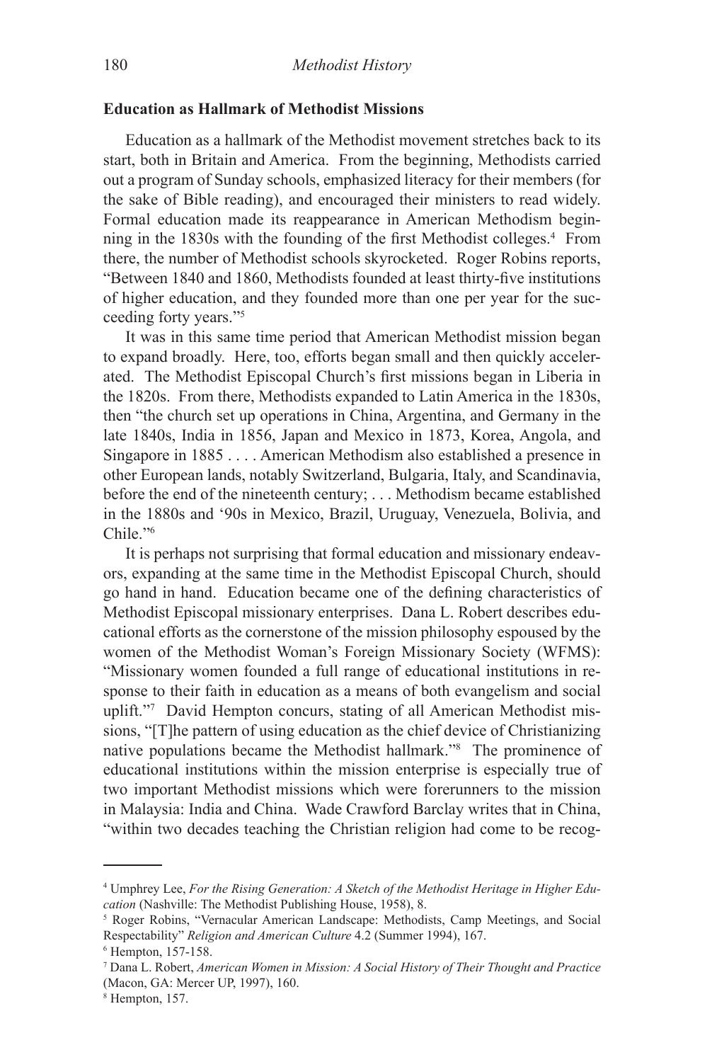**Education as Hallmark of Methodist Missions**

Education as a hallmark of the Methodist movement stretches back to its start, both in Britain and America. From the beginning, Methodists carried out a program of Sunday schools, emphasized literacy for their members (for the sake of Bible reading), and encouraged their ministers to read widely. Formal education made its reappearance in American Methodism beginning in the 1830s with the founding of the first Methodist colleges.[4] From there, the number of Methodist schools skyrocketed. Roger Robins reports, "Between 1840 and 1860, Methodists founded at least thirty-five institutions of higher education, and they founded more than one per year for the succeeding forty years."[5]

It was in this same time period that American Methodist mission began to expand broadly. Here, too, efforts began small and then quickly accelerated. The Methodist Episcopal Church's first missions began in Liberia in the 1820s. From there, Methodists expanded to Latin America in the 1830s, then "the church set up operations in China, Argentina, and Germany in the late 1840s, India in 1856, Japan and Mexico in 1873, Korea, Angola, and Singapore in 1885 . . . . American Methodism also established a presence in other European lands, notably Switzerland, Bulgaria, Italy, and Scandinavia, before the end of the nineteenth century; . . . Methodism became established in the 1880s and '90s in Mexico, Brazil, Uruguay, Venezuela, Bolivia, and Chile."[6]

It is perhaps not surprising that formal education and missionary endeavors, expanding at the same time in the Methodist Episcopal Church, should go hand in hand. Education became one of the defining characteristics of Methodist Episcopal missionary enterprises. Dana L. Robert describes educational efforts as the cornerstone of the mission philosophy espoused by the women of the Methodist Woman's Foreign Missionary Society (WFMS): "Missionary women founded a full range of educational institutions in response to their faith in education as a means of both evangelism and social uplift."[7] David Hempton concurs, stating of all American Methodist missions, "[T]he pattern of using education as the chief device of Christianizing native populations became the Methodist hallmark."[8] The prominence of educational institutions within the mission enterprise is especially true of two important Methodist missions which were forerunners to the mission in Malaysia: India and China. Wade Crawford Barclay writes that in China, "within two decades teaching the Christian religion had come to be recog-

---

[4] Umphrey Lee, *For the Rising Generation: A Sketch of the Methodist Heritage in Higher Education* (Nashville: The Methodist Publishing House, 1958), 8.

[5] Roger Robins, "Vernacular American Landscape: Methodists, Camp Meetings, and Social Respectability" *Religion and American Culture* 4.2 (Summer 1994), 167.

[6] Hempton, 157-158.

[7] Dana L. Robert, *American Women in Mission: A Social History of Their Thought and Practice* (Macon, GA: Mercer UP, 1997), 160.

[8] Hempton, 157.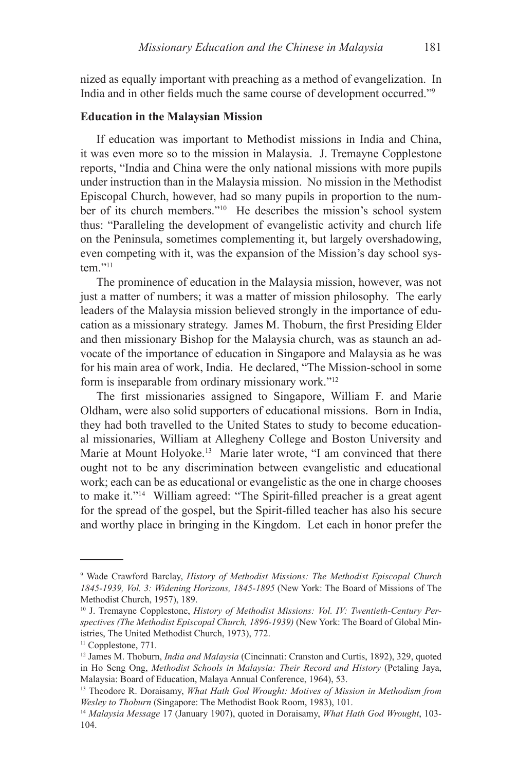nized as equally important with preaching as a method of evangelization. In India and in other fields much the same course of development occurred."[9]

**Education in the Malaysian Mission**

If education was important to Methodist missions in India and China, it was even more so to the mission in Malaysia. J. Tremayne Copplestone reports, "India and China were the only national missions with more pupils under instruction than in the Malaysia mission. No mission in the Methodist Episcopal Church, however, had so many pupils in proportion to the number of its church members."[10] He describes the mission's school system thus: "Paralleling the development of evangelistic activity and church life on the Peninsula, sometimes complementing it, but largely overshadowing, even competing with it, was the expansion of the Mission's day school system."[11]

The prominence of education in the Malaysia mission, however, was not just a matter of numbers; it was a matter of mission philosophy. The early leaders of the Malaysia mission believed strongly in the importance of education as a missionary strategy. James M. Thoburn, the first Presiding Elder and then missionary Bishop for the Malaysia church, was as staunch an advocate of the importance of education in Singapore and Malaysia as he was for his main area of work, India. He declared, "The Mission-school in some form is inseparable from ordinary missionary work."[12]

The first missionaries assigned to Singapore, William F. and Marie Oldham, were also solid supporters of educational missions. Born in India, they had both travelled to the United States to study to become educational missionaries, William at Allegheny College and Boston University and Marie at Mount Holyoke.[13] Marie later wrote, "I am convinced that there ought not to be any discrimination between evangelistic and educational work; each can be as educational or evangelistic as the one in charge chooses to make it."[14] William agreed: "The Spirit-filled preacher is a great agent for the spread of the gospel, but the Spirit-filled teacher has also his secure and worthy place in bringing in the Kingdom. Let each in honor prefer the

---

[9] Wade Crawford Barclay, *History of Methodist Missions: The Methodist Episcopal Church 1845-1939, Vol. 3: Widening Horizons, 1845-1895* (New York: The Board of Missions of The Methodist Church, 1957), 189.

[10] J. Tremayne Copplestone, *History of Methodist Missions: Vol. IV: Twentieth-Century Perspectives (The Methodist Episcopal Church, 1896-1939)* (New York: The Board of Global Ministries, The United Methodist Church, 1973), 772.

[11] Copplestone, 771.

[12] James M. Thoburn, *India and Malaysia* (Cincinnati: Cranston and Curtis, 1892), 329, quoted in Ho Seng Ong, *Methodist Schools in Malaysia: Their Record and History* (Petaling Jaya, Malaysia: Board of Education, Malaya Annual Conference, 1964), 53.

[13] Theodore R. Doraisamy, *What Hath God Wrought: Motives of Mission in Methodism from Wesley to Thoburn* (Singapore: The Methodist Book Room, 1983), 101.

[14] *Malaysia Message* 17 (January 1907), quoted in Doraisamy, *What Hath God Wrought*, 103-104.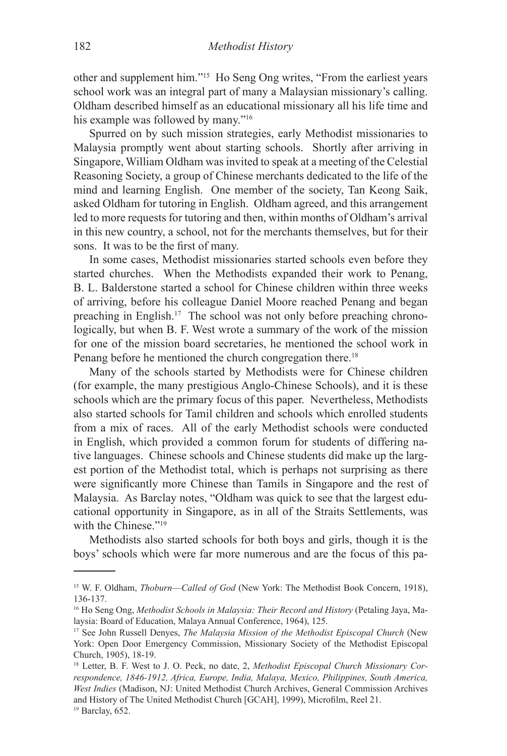other and supplement him."[15] Ho Seng Ong writes, "From the earliest years school work was an integral part of many a Malaysian missionary's calling. Oldham described himself as an educational missionary all his life time and his example was followed by many."[16]

Spurred on by such mission strategies, early Methodist missionaries to Malaysia promptly went about starting schools. Shortly after arriving in Singapore, William Oldham was invited to speak at a meeting of the Celestial Reasoning Society, a group of Chinese merchants dedicated to the life of the mind and learning English. One member of the society, Tan Keong Saik, asked Oldham for tutoring in English. Oldham agreed, and this arrangement led to more requests for tutoring and then, within months of Oldham's arrival in this new country, a school, not for the merchants themselves, but for their sons. It was to be the first of many.

In some cases, Methodist missionaries started schools even before they started churches. When the Methodists expanded their work to Penang, B. L. Balderstone started a school for Chinese children within three weeks of arriving, before his colleague Daniel Moore reached Penang and began preaching in English.[17] The school was not only before preaching chronologically, but when B. F. West wrote a summary of the work of the mission for one of the mission board secretaries, he mentioned the school work in Penang before he mentioned the church congregation there.[18]

Many of the schools started by Methodists were for Chinese children (for example, the many prestigious Anglo-Chinese Schools), and it is these schools which are the primary focus of this paper. Nevertheless, Methodists also started schools for Tamil children and schools which enrolled students from a mix of races. All of the early Methodist schools were conducted in English, which provided a common forum for students of differing native languages. Chinese schools and Chinese students did make up the largest portion of the Methodist total, which is perhaps not surprising as there were significantly more Chinese than Tamils in Singapore and the rest of Malaysia. As Barclay notes, "Oldham was quick to see that the largest educational opportunity in Singapore, as in all of the Straits Settlements, was with the Chinese."[19]

Methodists also started schools for both boys and girls, though it is the boys' schools which were far more numerous and are the focus of this pa-

---

[15] W. F. Oldham, *Thoburn—Called of God* (New York: The Methodist Book Concern, 1918), 136-137.

[16] Ho Seng Ong, *Methodist Schools in Malaysia: Their Record and History* (Petaling Jaya, Malaysia: Board of Education, Malaya Annual Conference, 1964), 125.

[17] See John Russell Denyes, *The Malaysia Mission of the Methodist Episcopal Church* (New York: Open Door Emergency Commission, Missionary Society of the Methodist Episcopal Church, 1905), 18-19.

[18] Letter, B. F. West to J. O. Peck, no date, 2, *Methodist Episcopal Church Missionary Correspondence, 1846-1912, Africa, Europe, India, Malaya, Mexico, Philippines, South America, West Indies* (Madison, NJ: United Methodist Church Archives, General Commission Archives and History of The United Methodist Church [GCAH], 1999), Microfilm, Reel 21.

[19] Barclay, 652.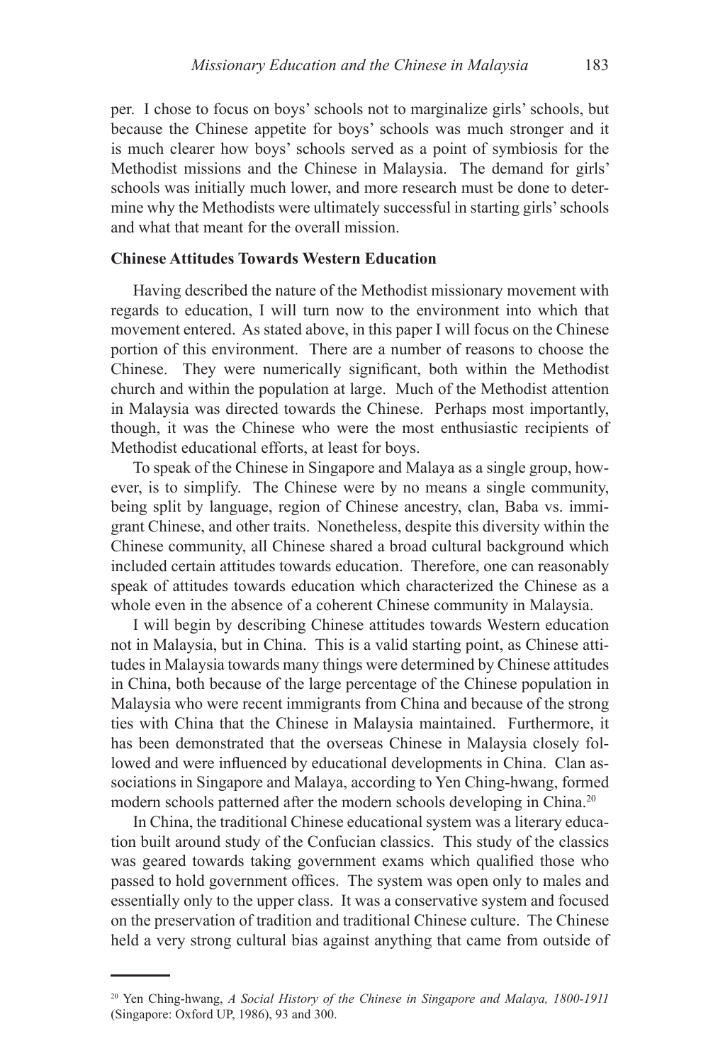per. I chose to focus on boys' schools not to marginalize girls' schools, but because the Chinese appetite for boys' schools was much stronger and it is much clearer how boys' schools served as a point of symbiosis for the Methodist missions and the Chinese in Malaysia. The demand for girls' schools was initially much lower, and more research must be done to determine why the Methodists were ultimately successful in starting girls' schools and what that meant for the overall mission.

**Chinese Attitudes Towards Western Education**

Having described the nature of the Methodist missionary movement with regards to education, I will turn now to the environment into which that movement entered. As stated above, in this paper I will focus on the Chinese portion of this environment. There are a number of reasons to choose the Chinese. They were numerically significant, both within the Methodist church and within the population at large. Much of the Methodist attention in Malaysia was directed towards the Chinese. Perhaps most importantly, though, it was the Chinese who were the most enthusiastic recipients of Methodist educational efforts, at least for boys.

To speak of the Chinese in Singapore and Malaya as a single group, however, is to simplify. The Chinese were by no means a single community, being split by language, region of Chinese ancestry, clan, Baba vs. immigrant Chinese, and other traits. Nonetheless, despite this diversity within the Chinese community, all Chinese shared a broad cultural background which included certain attitudes towards education. Therefore, one can reasonably speak of attitudes towards education which characterized the Chinese as a whole even in the absence of a coherent Chinese community in Malaysia.

I will begin by describing Chinese attitudes towards Western education not in Malaysia, but in China. This is a valid starting point, as Chinese attitudes in Malaysia towards many things were determined by Chinese attitudes in China, both because of the large percentage of the Chinese population in Malaysia who were recent immigrants from China and because of the strong ties with China that the Chinese in Malaysia maintained. Furthermore, it has been demonstrated that the overseas Chinese in Malaysia closely followed and were influenced by educational developments in China. Clan associations in Singapore and Malaya, according to Yen Ching-hwang, formed modern schools patterned after the modern schools developing in China.[20]

In China, the traditional Chinese educational system was a literary education built around study of the Confucian classics. This study of the classics was geared towards taking government exams which qualified those who passed to hold government offices. The system was open only to males and essentially only to the upper class. It was a conservative system and focused on the preservation of tradition and traditional Chinese culture. The Chinese held a very strong cultural bias against anything that came from outside of

[20] Yen Ching-hwang, *A Social History of the Chinese in Singapore and Malaya, 1800-1911* (Singapore: Oxford UP, 1986), 93 and 300.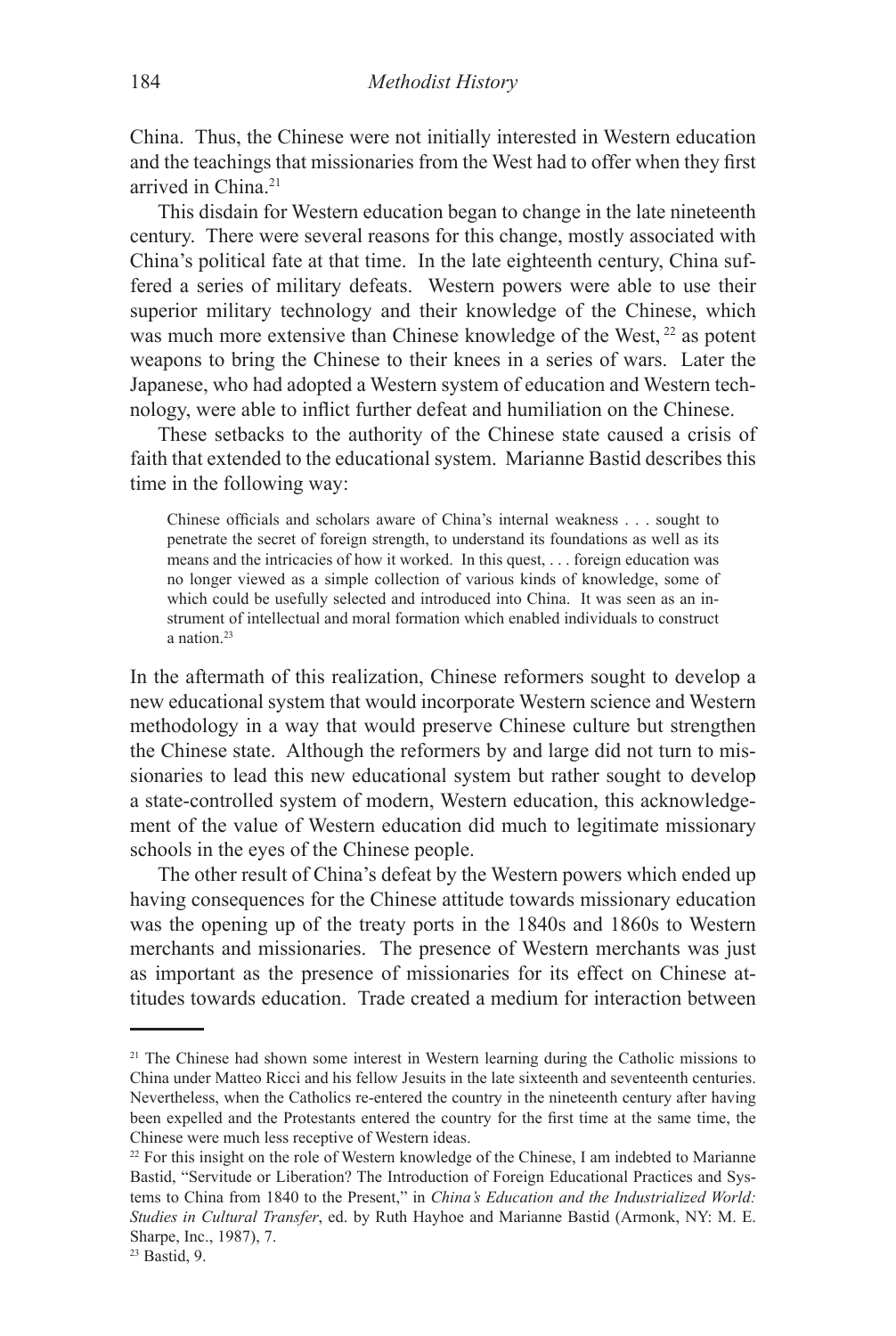China. Thus, the Chinese were not initially interested in Western education and the teachings that missionaries from the West had to offer when they first arrived in China.[21]

This disdain for Western education began to change in the late nineteenth century. There were several reasons for this change, mostly associated with China's political fate at that time. In the late eighteenth century, China suffered a series of military defeats. Western powers were able to use their superior military technology and their knowledge of the Chinese, which was much more extensive than Chinese knowledge of the West, [22] as potent weapons to bring the Chinese to their knees in a series of wars. Later the Japanese, who had adopted a Western system of education and Western technology, were able to inflict further defeat and humiliation on the Chinese.

These setbacks to the authority of the Chinese state caused a crisis of faith that extended to the educational system. Marianne Bastid describes this time in the following way:

> Chinese officials and scholars aware of China's internal weakness . . . sought to penetrate the secret of foreign strength, to understand its foundations as well as its means and the intricacies of how it worked. In this quest, . . . foreign education was no longer viewed as a simple collection of various kinds of knowledge, some of which could be usefully selected and introduced into China. It was seen as an instrument of intellectual and moral formation which enabled individuals to construct a nation.[23]

In the aftermath of this realization, Chinese reformers sought to develop a new educational system that would incorporate Western science and Western methodology in a way that would preserve Chinese culture but strengthen the Chinese state. Although the reformers by and large did not turn to missionaries to lead this new educational system but rather sought to develop a state-controlled system of modern, Western education, this acknowledgement of the value of Western education did much to legitimate missionary schools in the eyes of the Chinese people.

The other result of China's defeat by the Western powers which ended up having consequences for the Chinese attitude towards missionary education was the opening up of the treaty ports in the 1840s and 1860s to Western merchants and missionaries. The presence of Western merchants was just as important as the presence of missionaries for its effect on Chinese attitudes towards education. Trade created a medium for interaction between

---

[21] The Chinese had shown some interest in Western learning during the Catholic missions to China under Matteo Ricci and his fellow Jesuits in the late sixteenth and seventeenth centuries. Nevertheless, when the Catholics re-entered the country in the nineteenth century after having been expelled and the Protestants entered the country for the first time at the same time, the Chinese were much less receptive of Western ideas.

[22] For this insight on the role of Western knowledge of the Chinese, I am indebted to Marianne Bastid, "Servitude or Liberation? The Introduction of Foreign Educational Practices and Systems to China from 1840 to the Present," in *China's Education and the Industrialized World: Studies in Cultural Transfer*, ed. by Ruth Hayhoe and Marianne Bastid (Armonk, NY: M. E. Sharpe, Inc., 1987), 7.

[23] Bastid, 9.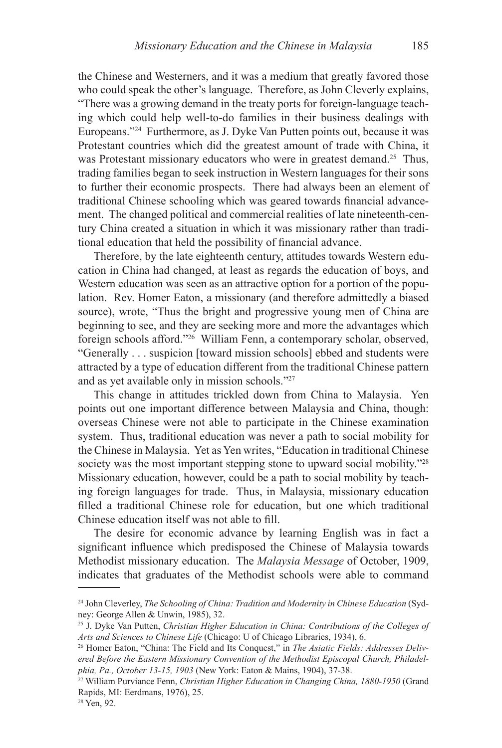the Chinese and Westerners, and it was a medium that greatly favored those who could speak the other's language. Therefore, as John Cleverly explains, "There was a growing demand in the treaty ports for foreign-language teaching which could help well-to-do families in their business dealings with Europeans."[24] Furthermore, as J. Dyke Van Putten points out, because it was Protestant countries which did the greatest amount of trade with China, it was Protestant missionary educators who were in greatest demand.[25] Thus, trading families began to seek instruction in Western languages for their sons to further their economic prospects. There had always been an element of traditional Chinese schooling which was geared towards financial advancement. The changed political and commercial realities of late nineteenth-century China created a situation in which it was missionary rather than traditional education that held the possibility of financial advance.

Therefore, by the late eighteenth century, attitudes towards Western education in China had changed, at least as regards the education of boys, and Western education was seen as an attractive option for a portion of the population. Rev. Homer Eaton, a missionary (and therefore admittedly a biased source), wrote, "Thus the bright and progressive young men of China are beginning to see, and they are seeking more and more the advantages which foreign schools afford."[26] William Fenn, a contemporary scholar, observed, "Generally . . . suspicion [toward mission schools] ebbed and students were attracted by a type of education different from the traditional Chinese pattern and as yet available only in mission schools."[27]

This change in attitudes trickled down from China to Malaysia. Yen points out one important difference between Malaysia and China, though: overseas Chinese were not able to participate in the Chinese examination system. Thus, traditional education was never a path to social mobility for the Chinese in Malaysia. Yet as Yen writes, "Education in traditional Chinese society was the most important stepping stone to upward social mobility."[28] Missionary education, however, could be a path to social mobility by teaching foreign languages for trade. Thus, in Malaysia, missionary education filled a traditional Chinese role for education, but one which traditional Chinese education itself was not able to fill.

The desire for economic advance by learning English was in fact a significant influence which predisposed the Chinese of Malaysia towards Methodist missionary education. The *Malaysia Message* of October, 1909, indicates that graduates of the Methodist schools were able to command

---

[24] John Cleverley, *The Schooling of China: Tradition and Modernity in Chinese Education* (Sydney: George Allen & Unwin, 1985), 32.

[25] J. Dyke Van Putten, *Christian Higher Education in China: Contributions of the Colleges of Arts and Sciences to Chinese Life* (Chicago: U of Chicago Libraries, 1934), 6.

[26] Homer Eaton, "China: The Field and Its Conquest," in *The Asiatic Fields: Addresses Delivered Before the Eastern Missionary Convention of the Methodist Episcopal Church, Philadelphia, Pa., October 13-15, 1903* (New York: Eaton & Mains, 1904), 37-38.

[27] William Purviance Fenn, *Christian Higher Education in Changing China, 1880-1950* (Grand Rapids, MI: Eerdmans, 1976), 25.

[28] Yen, 92.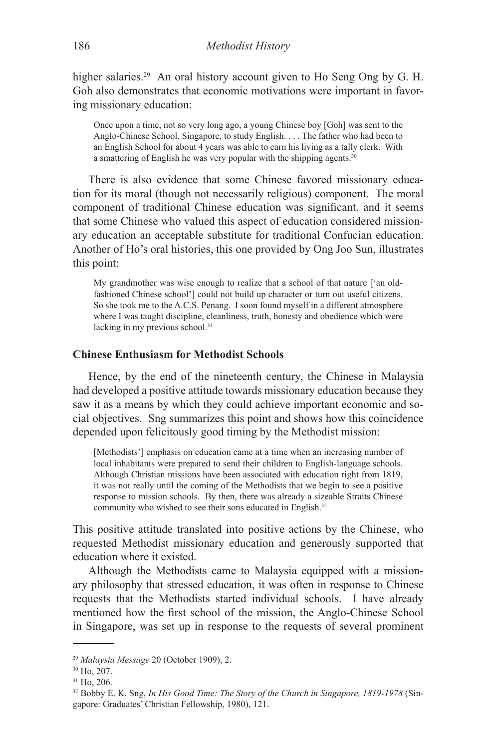higher salaries.[29] An oral history account given to Ho Seng Ong by G. H. Goh also demonstrates that economic motivations were important in favoring missionary education:

> Once upon a time, not so very long ago, a young Chinese boy [Goh] was sent to the Anglo-Chinese School, Singapore, to study English. . . . The father who had been to an English School for about 4 years was able to earn his living as a tally clerk. With a smattering of English he was very popular with the shipping agents.[30]

There is also evidence that some Chinese favored missionary education for its moral (though not necessarily religious) component. The moral component of traditional Chinese education was significant, and it seems that some Chinese who valued this aspect of education considered missionary education an acceptable substitute for traditional Confucian education. Another of Ho's oral histories, this one provided by Ong Joo Sun, illustrates this point:

> My grandmother was wise enough to realize that a school of that nature ['an old-fashioned Chinese school'] could not build up character or turn out useful citizens. So she took me to the A.C.S. Penang. I soon found myself in a different atmosphere where I was taught discipline, cleanliness, truth, honesty and obedience which were lacking in my previous school.[31]

### Chinese Enthusiasm for Methodist Schools

Hence, by the end of the nineteenth century, the Chinese in Malaysia had developed a positive attitude towards missionary education because they saw it as a means by which they could achieve important economic and social objectives. Sng summarizes this point and shows how this coincidence depended upon felicitously good timing by the Methodist mission:

> [Methodists'] emphasis on education came at a time when an increasing number of local inhabitants were prepared to send their children to English-language schools. Although Christian missions have been associated with education right from 1819, it was not really until the coming of the Methodists that we begin to see a positive response to mission schools. By then, there was already a sizeable Straits Chinese community who wished to see their sons educated in English.[32]

This positive attitude translated into positive actions by the Chinese, who requested Methodist missionary education and generously supported that education where it existed.

Although the Methodists came to Malaysia equipped with a missionary philosophy that stressed education, it was often in response to Chinese requests that the Methodists started individual schools. I have already mentioned how the first school of the mission, the Anglo-Chinese School in Singapore, was set up in response to the requests of several prominent

---

[29] *Malaysia Message* 20 (October 1909), 2.

[30] Ho, 207.

[31] Ho, 206.

[32] Bobby E. K. Sng, *In His Good Time: The Story of the Church in Singapore, 1819-1978* (Singapore: Graduates' Christian Fellowship, 1980), 121.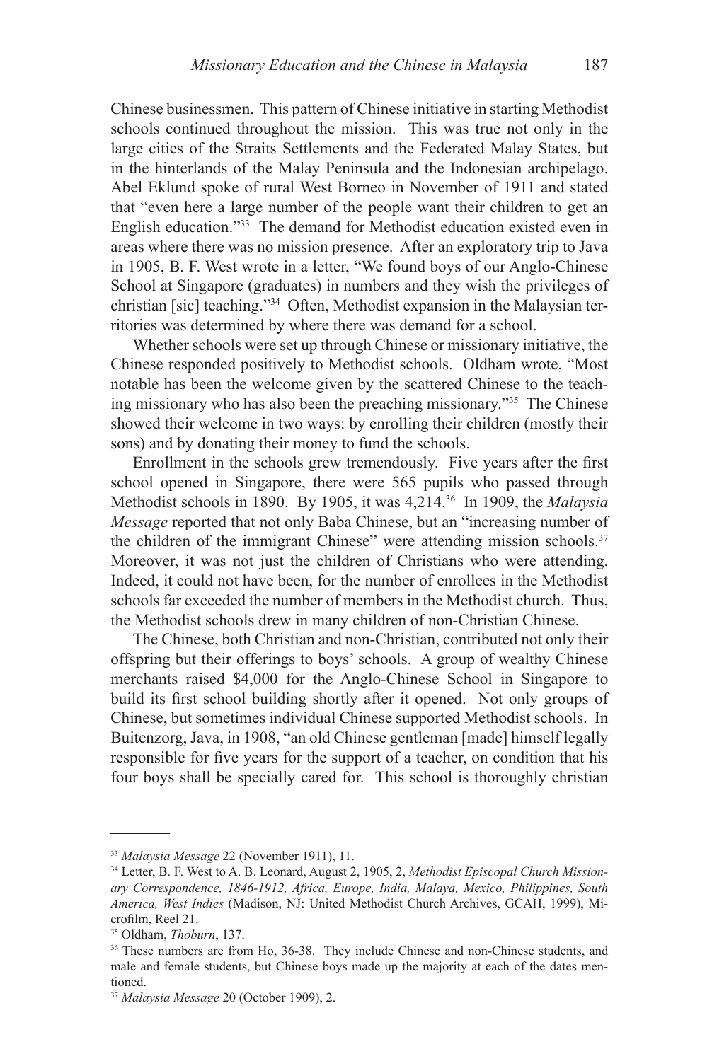Chinese businessmen. This pattern of Chinese initiative in starting Methodist schools continued throughout the mission. This was true not only in the large cities of the Straits Settlements and the Federated Malay States, but in the hinterlands of the Malay Peninsula and the Indonesian archipelago. Abel Eklund spoke of rural West Borneo in November of 1911 and stated that "even here a large number of the people want their children to get an English education."[33] The demand for Methodist education existed even in areas where there was no mission presence. After an exploratory trip to Java in 1905, B. F. West wrote in a letter, "We found boys of our Anglo-Chinese School at Singapore (graduates) in numbers and they wish the privileges of christian [sic] teaching."[34] Often, Methodist expansion in the Malaysian territories was determined by where there was demand for a school.

Whether schools were set up through Chinese or missionary initiative, the Chinese responded positively to Methodist schools. Oldham wrote, "Most notable has been the welcome given by the scattered Chinese to the teaching missionary who has also been the preaching missionary."[35] The Chinese showed their welcome in two ways: by enrolling their children (mostly their sons) and by donating their money to fund the schools.

Enrollment in the schools grew tremendously. Five years after the first school opened in Singapore, there were 565 pupils who passed through Methodist schools in 1890. By 1905, it was 4,214.[36] In 1909, the *Malaysia Message* reported that not only Baba Chinese, but an "increasing number of the children of the immigrant Chinese" were attending mission schools.[37] Moreover, it was not just the children of Christians who were attending. Indeed, it could not have been, for the number of enrollees in the Methodist schools far exceeded the number of members in the Methodist church. Thus, the Methodist schools drew in many children of non-Christian Chinese.

The Chinese, both Christian and non-Christian, contributed not only their offspring but their offerings to boys' schools. A group of wealthy Chinese merchants raised $4,000 for the Anglo-Chinese School in Singapore to build its first school building shortly after it opened. Not only groups of Chinese, but sometimes individual Chinese supported Methodist schools. In Buitenzorg, Java, in 1908, "an old Chinese gentleman [made] himself legally responsible for five years for the support of a teacher, on condition that his four boys shall be specially cared for. This school is thoroughly christian

---

[33] *Malaysia Message* 22 (November 1911), 11.

[34] Letter, B. F. West to A. B. Leonard, August 2, 1905, 2, *Methodist Episcopal Church Missionary Correspondence, 1846-1912, Africa, Europe, India, Malaya, Mexico, Philippines, South America, West Indies* (Madison, NJ: United Methodist Church Archives, GCAH, 1999), Microfilm, Reel 21.

[35] Oldham, *Thoburn*, 137.

[36] These numbers are from Ho, 36-38. They include Chinese and non-Chinese students, and male and female students, but Chinese boys made up the majority at each of the dates mentioned.

[37] *Malaysia Message* 20 (October 1909), 2.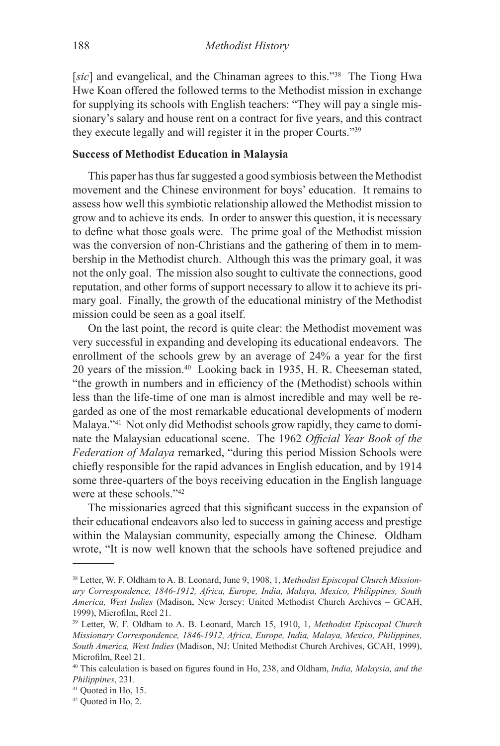[*sic*] and evangelical, and the Chinaman agrees to this."[38] The Tiong Hwa Hwe Koan offered the followed terms to the Methodist mission in exchange for supplying its schools with English teachers: "They will pay a single missionary's salary and house rent on a contract for five years, and this contract they execute legally and will register it in the proper Courts."[39]

**Success of Methodist Education in Malaysia**

This paper has thus far suggested a good symbiosis between the Methodist movement and the Chinese environment for boys' education. It remains to assess how well this symbiotic relationship allowed the Methodist mission to grow and to achieve its ends. In order to answer this question, it is necessary to define what those goals were. The prime goal of the Methodist mission was the conversion of non-Christians and the gathering of them in to membership in the Methodist church. Although this was the primary goal, it was not the only goal. The mission also sought to cultivate the connections, good reputation, and other forms of support necessary to allow it to achieve its primary goal. Finally, the growth of the educational ministry of the Methodist mission could be seen as a goal itself.

On the last point, the record is quite clear: the Methodist movement was very successful in expanding and developing its educational endeavors. The enrollment of the schools grew by an average of 24% a year for the first 20 years of the mission.[40] Looking back in 1935, H. R. Cheeseman stated, "the growth in numbers and in efficiency of the (Methodist) schools within less than the life-time of one man is almost incredible and may well be regarded as one of the most remarkable educational developments of modern Malaya."[41] Not only did Methodist schools grow rapidly, they came to dominate the Malaysian educational scene. The 1962 *Official Year Book of the Federation of Malaya* remarked, "during this period Mission Schools were chiefly responsible for the rapid advances in English education, and by 1914 some three-quarters of the boys receiving education in the English language were at these schools."[42]

The missionaries agreed that this significant success in the expansion of their educational endeavors also led to success in gaining access and prestige within the Malaysian community, especially among the Chinese. Oldham wrote, "It is now well known that the schools have softened prejudice and

---

[38] Letter, W. F. Oldham to A. B. Leonard, June 9, 1908, 1, *Methodist Episcopal Church Missionary Correspondence, 1846-1912, Africa, Europe, India, Malaya, Mexico, Philippines, South America, West Indies* (Madison, New Jersey: United Methodist Church Archives – GCAH, 1999), Microfilm, Reel 21.

[39] Letter, W. F. Oldham to A. B. Leonard, March 15, 1910, 1, *Methodist Episcopal Church Missionary Correspondence, 1846-1912, Africa, Europe, India, Malaya, Mexico, Philippines, South America, West Indies* (Madison, NJ: United Methodist Church Archives, GCAH, 1999), Microfilm, Reel 21.

[40] This calculation is based on figures found in Ho, 238, and Oldham, *India, Malaysia, and the Philippines*, 231.

[41] Quoted in Ho, 15.

[42] Quoted in Ho, 2.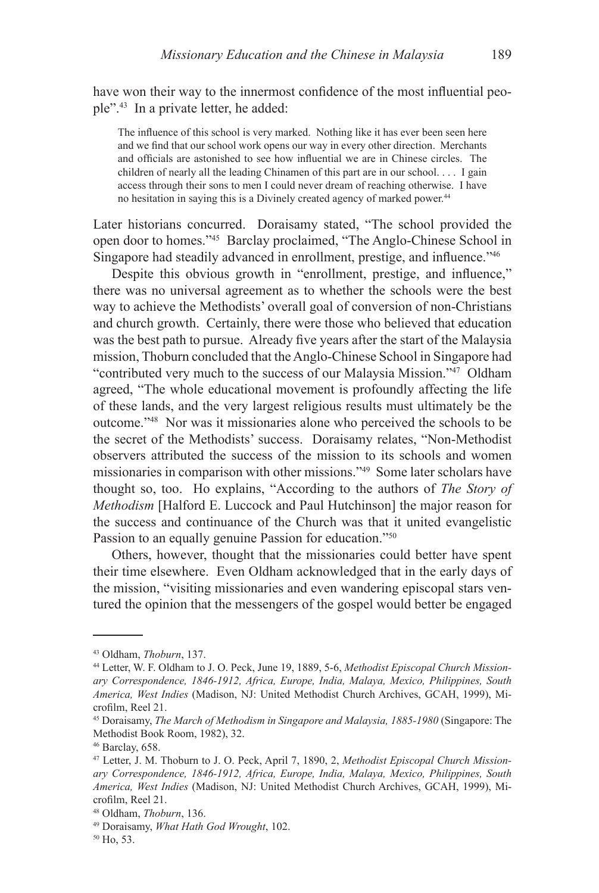have won their way to the innermost confidence of the most influential people".[43] In a private letter, he added:

> The influence of this school is very marked. Nothing like it has ever been seen here and we find that our school work opens our way in every other direction. Merchants and officials are astonished to see how influential we are in Chinese circles. The children of nearly all the leading Chinamen of this part are in our school. . . . I gain access through their sons to men I could never dream of reaching otherwise. I have no hesitation in saying this is a Divinely created agency of marked power.[44]

Later historians concurred. Doraisamy stated, "The school provided the open door to homes."[45] Barclay proclaimed, "The Anglo-Chinese School in Singapore had steadily advanced in enrollment, prestige, and influence."[46]

Despite this obvious growth in "enrollment, prestige, and influence," there was no universal agreement as to whether the schools were the best way to achieve the Methodists' overall goal of conversion of non-Christians and church growth. Certainly, there were those who believed that education was the best path to pursue. Already five years after the start of the Malaysia mission, Thoburn concluded that the Anglo-Chinese School in Singapore had "contributed very much to the success of our Malaysia Mission."[47] Oldham agreed, "The whole educational movement is profoundly affecting the life of these lands, and the very largest religious results must ultimately be the outcome."[48] Nor was it missionaries alone who perceived the schools to be the secret of the Methodists' success. Doraisamy relates, "Non-Methodist observers attributed the success of the mission to its schools and women missionaries in comparison with other missions."[49] Some later scholars have thought so, too. Ho explains, "According to the authors of *The Story of Methodism* [Halford E. Luccock and Paul Hutchinson] the major reason for the success and continuance of the Church was that it united evangelistic Passion to an equally genuine Passion for education."[50]

Others, however, thought that the missionaries could better have spent their time elsewhere. Even Oldham acknowledged that in the early days of the mission, "visiting missionaries and even wandering episcopal stars ventured the opinion that the messengers of the gospel would better be engaged

---

[43] Oldham, *Thoburn*, 137.

[44] Letter, W. F. Oldham to J. O. Peck, June 19, 1889, 5-6, *Methodist Episcopal Church Missionary Correspondence, 1846-1912, Africa, Europe, India, Malaya, Mexico, Philippines, South America, West Indies* (Madison, NJ: United Methodist Church Archives, GCAH, 1999), Microfilm, Reel 21.

[45] Doraisamy, *The March of Methodism in Singapore and Malaysia, 1885-1980* (Singapore: The Methodist Book Room, 1982), 32.

[46] Barclay, 658.

[47] Letter, J. M. Thoburn to J. O. Peck, April 7, 1890, 2, *Methodist Episcopal Church Missionary Correspondence, 1846-1912, Africa, Europe, India, Malaya, Mexico, Philippines, South America, West Indies* (Madison, NJ: United Methodist Church Archives, GCAH, 1999), Microfilm, Reel 21.

[48] Oldham, *Thoburn*, 136.

[49] Doraisamy, *What Hath God Wrought*, 102.

[50] Ho, 53.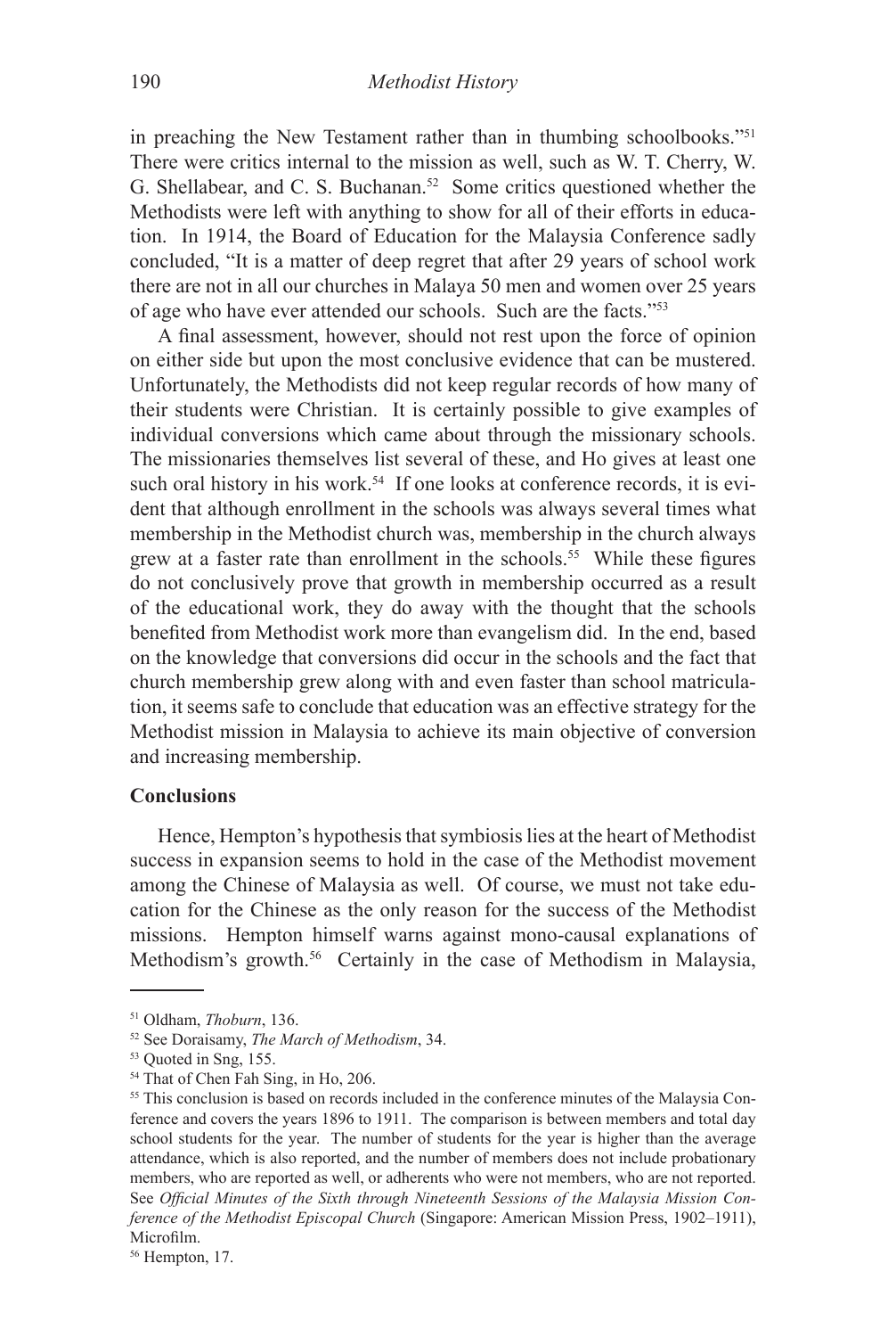in preaching the New Testament rather than in thumbing schoolbooks."[51] There were critics internal to the mission as well, such as W. T. Cherry, W. G. Shellabear, and C. S. Buchanan.[52] Some critics questioned whether the Methodists were left with anything to show for all of their efforts in education. In 1914, the Board of Education for the Malaysia Conference sadly concluded, "It is a matter of deep regret that after 29 years of school work there are not in all our churches in Malaya 50 men and women over 25 years of age who have ever attended our schools. Such are the facts."[53]

A final assessment, however, should not rest upon the force of opinion on either side but upon the most conclusive evidence that can be mustered. Unfortunately, the Methodists did not keep regular records of how many of their students were Christian. It is certainly possible to give examples of individual conversions which came about through the missionary schools. The missionaries themselves list several of these, and Ho gives at least one such oral history in his work.[54] If one looks at conference records, it is evident that although enrollment in the schools was always several times what membership in the Methodist church was, membership in the church always grew at a faster rate than enrollment in the schools.[55] While these figures do not conclusively prove that growth in membership occurred as a result of the educational work, they do away with the thought that the schools benefited from Methodist work more than evangelism did. In the end, based on the knowledge that conversions did occur in the schools and the fact that church membership grew along with and even faster than school matriculation, it seems safe to conclude that education was an effective strategy for the Methodist mission in Malaysia to achieve its main objective of conversion and increasing membership.

**Conclusions**

Hence, Hempton's hypothesis that symbiosis lies at the heart of Methodist success in expansion seems to hold in the case of the Methodist movement among the Chinese of Malaysia as well. Of course, we must not take education for the Chinese as the only reason for the success of the Methodist missions. Hempton himself warns against mono-causal explanations of Methodism's growth.[56] Certainly in the case of Methodism in Malaysia,

---

[51] Oldham, *Thoburn*, 136.

[52] See Doraisamy, *The March of Methodism*, 34.

[53] Quoted in Sng, 155.

[54] That of Chen Fah Sing, in Ho, 206.

[55] This conclusion is based on records included in the conference minutes of the Malaysia Conference and covers the years 1896 to 1911. The comparison is between members and total day school students for the year. The number of students for the year is higher than the average attendance, which is also reported, and the number of members does not include probationary members, who are reported as well, or adherents who were not members, who are not reported. See *Official Minutes of the Sixth through Nineteenth Sessions of the Malaysia Mission Conference of the Methodist Episcopal Church* (Singapore: American Mission Press, 1902–1911), Microfilm.

[56] Hempton, 17.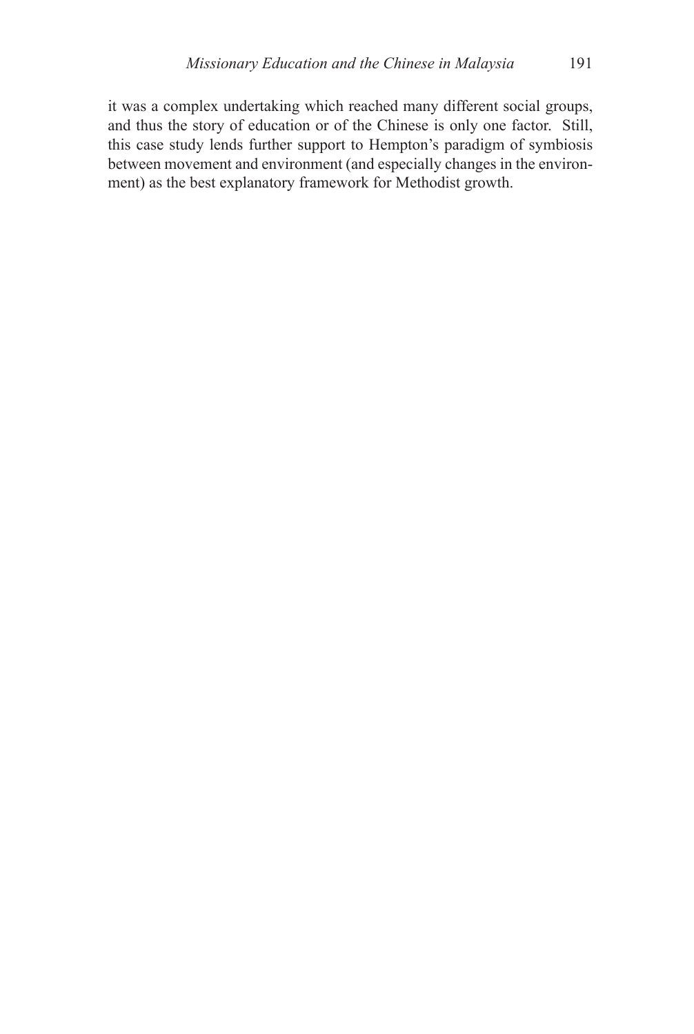it was a complex undertaking which reached many different social groups, and thus the story of education or of the Chinese is only one factor. Still, this case study lends further support to Hempton's paradigm of symbiosis between movement and environment (and especially changes in the environment) as the best explanatory framework for Methodist growth.